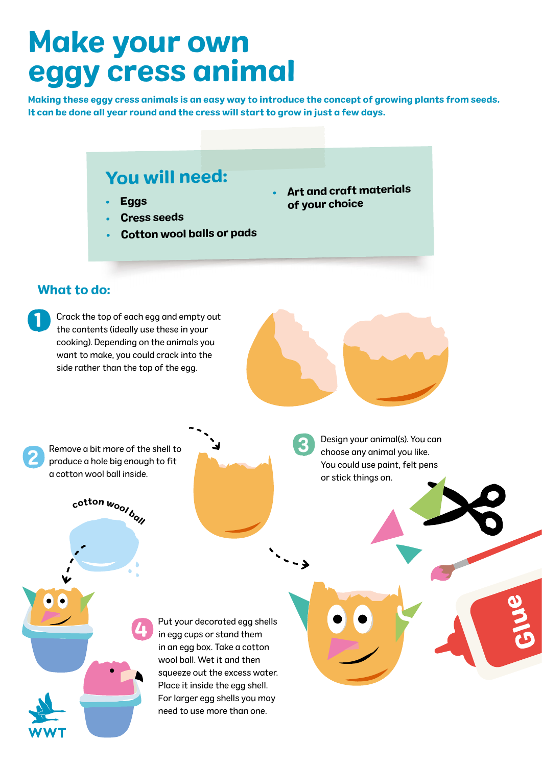# Make your own eggy cress animal

**Making these eggy cress animals is an easy way to introduce the concept of growing plants from seeds. It can be done all year round and the cress will start to grow in just a few days.**

## You will need:

- Eggs
- Cress seeds
- Cotton wool balls or pads
- Art and craft materials of your choice

## What to do:

1. Crack the top of each egg and empty out the contents (ideally use these in your cooking). Depending on the animals you want to make, you could crack into the side rather than the top of the egg.

2. Remove a bit more of the shell to produce a hole big enough to fit a cotton wool ball inside.

3. Design your animal(s). You can choose any animal you like. You could use paint, felt pens or stick things on.

4. Put your decorated egg shells in egg cups or stand them in an egg box. Take a cotton wool ball. Wet it and then squeeze out the excess water. Place it inside the egg shell. For larger egg shells you may need to use more than one.

cotton wool ball

Glue

WWT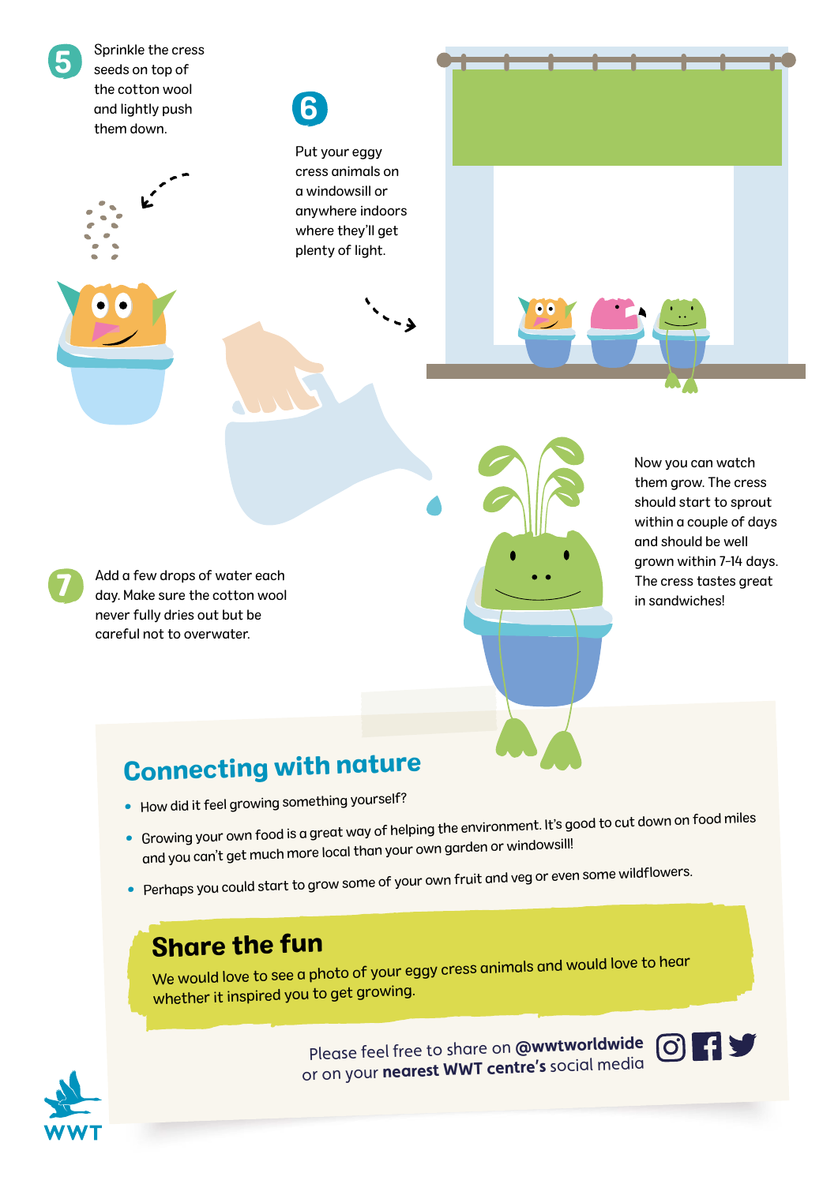5. Sprinkle the cress seeds on top of the cotton wool and lightly push them down.

6. Put your eggy cress animals on a windowsill or anywhere indoors where they'll get plenty of light.

7. Add a few drops of water each day. Make sure the cotton wool never fully dries out but be careful not to overwater.

Now you can watch them grow. The cress should start to sprout within a couple of days and should be well grown within 7–14 days. The cress tastes great in sandwiches!

## Connecting with nature

- How did it feel growing something yourself?
- Growing your own food is a great way of helping the environment. It's good to cut down on food miles and you can't get much more local than your own garden or windowsill!
- Perhaps you could start to grow some of your own fruit and veg or even some wildflowers.

## Share the fun

We would love to see a photo of your eggy cress animals and would love to hear whether it inspired you to get growing.

Please feel free to share on **@wwtworldwide** or on your **nearest WWT centre's** social media

WWT